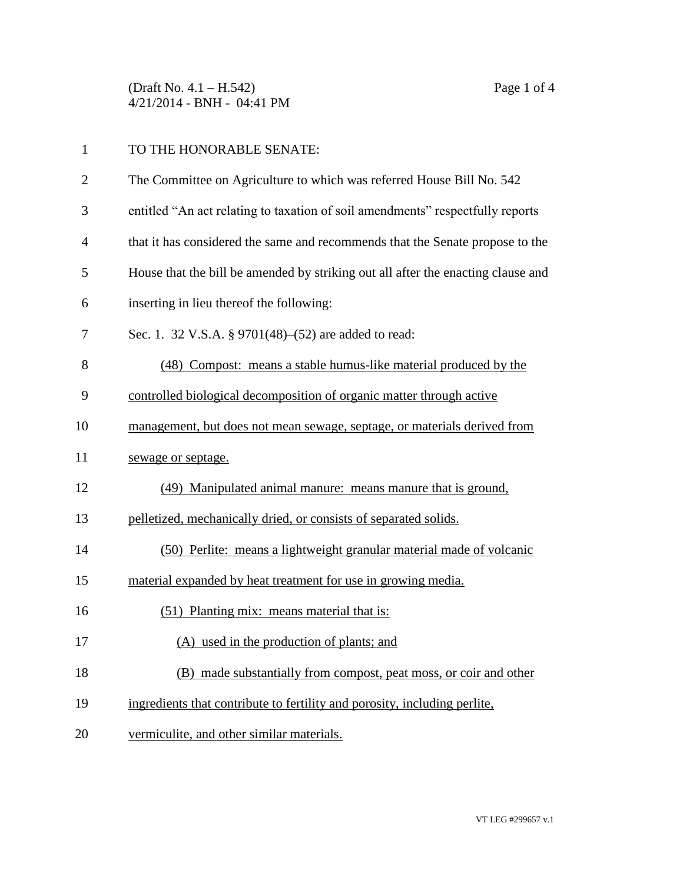TO THE HONORABLE SENATE:

The Committee on Agriculture to which was referred House Bill No. 542 entitled "An act relating to taxation of soil amendments" respectfully reports that it has considered the same and recommends that the Senate propose to the House that the bill be amended by striking out all after the enacting clause and inserting in lieu thereof the following:

Sec. 1. 32 V.S.A. § 9701(48)–(52) are added to read:

(48) Compost: means a stable humus-like material produced by the controlled biological decomposition of organic matter through active management, but does not mean sewage, septage, or materials derived from sewage or septage.

(49) Manipulated animal manure: means manure that is ground, pelletized, mechanically dried, or consists of separated solids.

(50) Perlite: means a lightweight granular material made of volcanic material expanded by heat treatment for use in growing media.

(51) Planting mix: means material that is:

(A) used in the production of plants; and

(B) made substantially from compost, peat moss, or coir and other ingredients that contribute to fertility and porosity, including perlite, vermiculite, and other similar materials.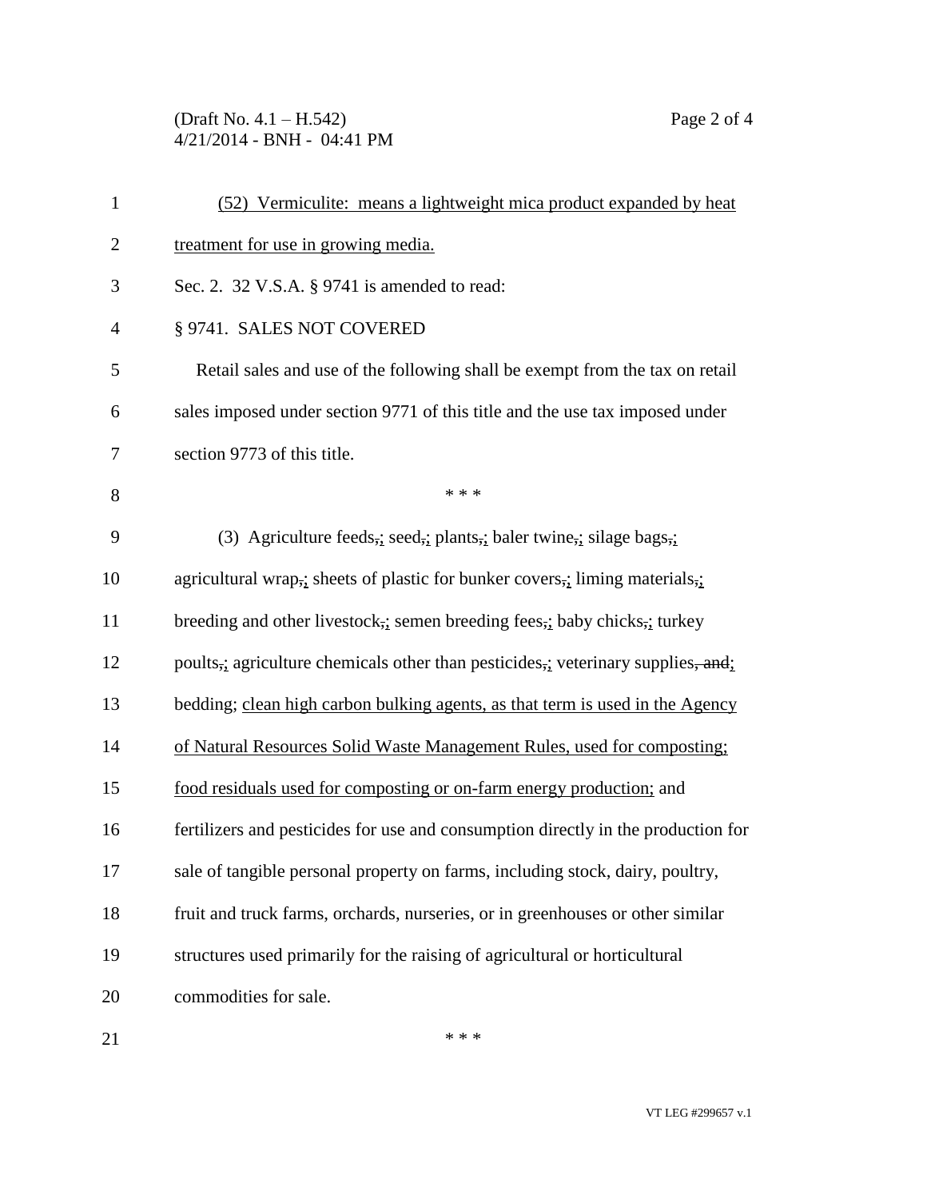(52) Vermiculite: means a lightweight mica product expanded by heat treatment for use in growing media.

Sec. 2. 32 V.S.A. § 9741 is amended to read:

§ 9741. SALES NOT COVERED

Retail sales and use of the following shall be exempt from the tax on retail sales imposed under section 9771 of this title and the use tax imposed under section 9773 of this title.

\* \* \*

(3) Agriculture feeds,; seed,; plants,; baler twine,; silage bags,; agricultural wrap,; sheets of plastic for bunker covers,; liming materials,; breeding and other livestock,; semen breeding fees,; baby chicks,; turkey poults,; agriculture chemicals other than pesticides,; veterinary supplies, and; bedding; clean high carbon bulking agents, as that term is used in the Agency of Natural Resources Solid Waste Management Rules, used for composting; food residuals used for composting or on-farm energy production; and fertilizers and pesticides for use and consumption directly in the production for sale of tangible personal property on farms, including stock, dairy, poultry, fruit and truck farms, orchards, nurseries, or in greenhouses or other similar structures used primarily for the raising of agricultural or horticultural commodities for sale.

\* \* \*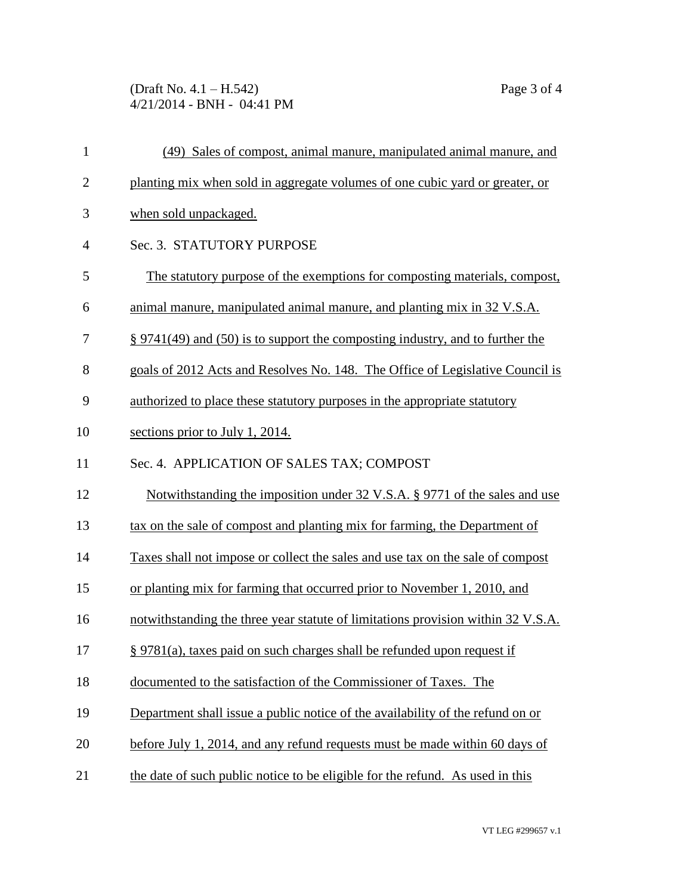(49) Sales of compost, animal manure, manipulated animal manure, and planting mix when sold in aggregate volumes of one cubic yard or greater, or when sold unpackaged.

Sec. 3. STATUTORY PURPOSE

The statutory purpose of the exemptions for composting materials, compost, animal manure, manipulated animal manure, and planting mix in 32 V.S.A. § 9741(49) and (50) is to support the composting industry, and to further the goals of 2012 Acts and Resolves No. 148. The Office of Legislative Council is authorized to place these statutory purposes in the appropriate statutory sections prior to July 1, 2014.

Sec. 4. APPLICATION OF SALES TAX; COMPOST

Notwithstanding the imposition under 32 V.S.A. § 9771 of the sales and use tax on the sale of compost and planting mix for farming, the Department of Taxes shall not impose or collect the sales and use tax on the sale of compost or planting mix for farming that occurred prior to November 1, 2010, and notwithstanding the three year statute of limitations provision within 32 V.S.A. § 9781(a), taxes paid on such charges shall be refunded upon request if documented to the satisfaction of the Commissioner of Taxes. The Department shall issue a public notice of the availability of the refund on or before July 1, 2014, and any refund requests must be made within 60 days of the date of such public notice to be eligible for the refund. As used in this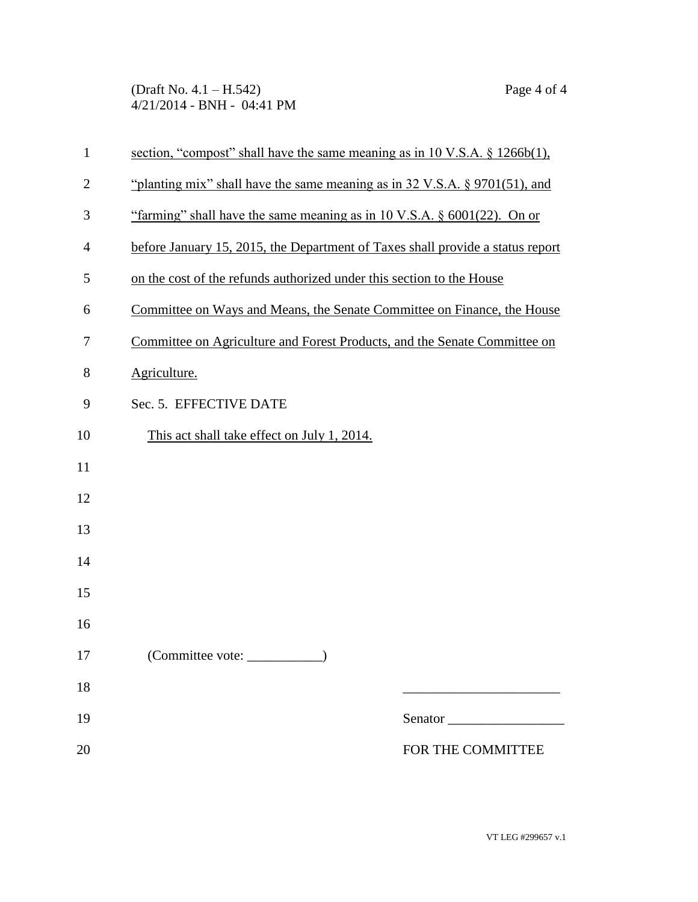section, "compost" shall have the same meaning as in 10 V.S.A. § 1266b(1), "planting mix" shall have the same meaning as in 32 V.S.A. § 9701(51), and "farming" shall have the same meaning as in 10 V.S.A. § 6001(22). On or before January 15, 2015, the Department of Taxes shall provide a status report on the cost of the refunds authorized under this section to the House Committee on Ways and Means, the Senate Committee on Finance, the House Committee on Agriculture and Forest Products, and the Senate Committee on Agriculture.

Sec. 5. EFFECTIVE DATE

This act shall take effect on July 1, 2014.

(Committee vote: ___________)

_______________________

Senator _________________

FOR THE COMMITTEE